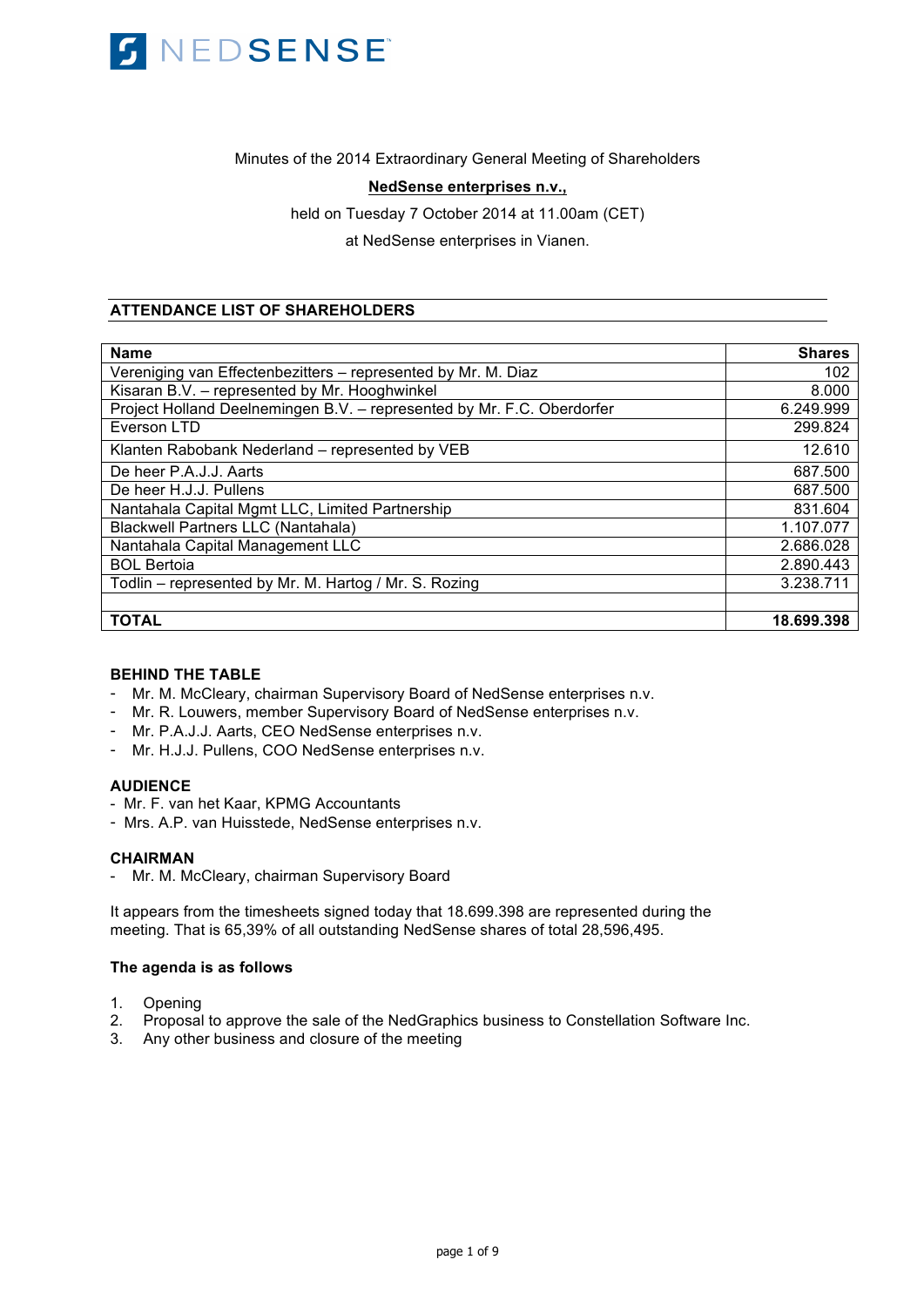NEDSENSE

Minutes of the 2014 Extraordinary General Meeting of Shareholders

**NedSense enterprises n.v.,**

held on Tuesday 7 October 2014 at 11.00am (CET)

at NedSense enterprises in Vianen.

## ATTENDANCE LIST OF SHAREHOLDERS

| Name | Shares |
|---|---:|
| Vereniging van Effectenbezitters – represented by Mr. M. Diaz | 102 |
| Kisaran B.V. – represented by Mr. Hooghwinkel | 8.000 |
| Project Holland Deelnemingen B.V. – represented by Mr. F.C. Oberdorfer | 6.249.999 |
| Everson LTD | 299.824 |
| Klanten Rabobank Nederland – represented by VEB | 12.610 |
| De heer P.A.J.J. Aarts | 687.500 |
| De heer H.J.J. Pullens | 687.500 |
| Nantahala Capital Mgmt LLC, Limited Partnership | 831.604 |
| Blackwell Partners LLC (Nantahala) | 1.107.077 |
| Nantahala Capital Management LLC | 2.686.028 |
| BOL Bertoia | 2.890.443 |
| Todlin – represented by Mr. M. Hartog / Mr. S. Rozing | 3.238.711 |
| | |
| **TOTAL** | **18.699.398** |

**BEHIND THE TABLE**

- Mr. M. McCleary, chairman Supervisory Board of NedSense enterprises n.v.
- Mr. R. Louwers, member Supervisory Board of NedSense enterprises n.v.
- Mr. P.A.J.J. Aarts, CEO NedSense enterprises n.v.
- Mr. H.J.J. Pullens, COO NedSense enterprises n.v.

**AUDIENCE**

- Mr. F. van het Kaar, KPMG Accountants
- Mrs. A.P. van Huisstede, NedSense enterprises n.v.

**CHAIRMAN**

- Mr. M. McCleary, chairman Supervisory Board

It appears from the timesheets signed today that 18.699.398 are represented during the meeting. That is 65,39% of all outstanding NedSense shares of total 28,596,495.

**The agenda is as follows**

1. Opening
2. Proposal to approve the sale of the NedGraphics business to Constellation Software Inc.
3. Any other business and closure of the meeting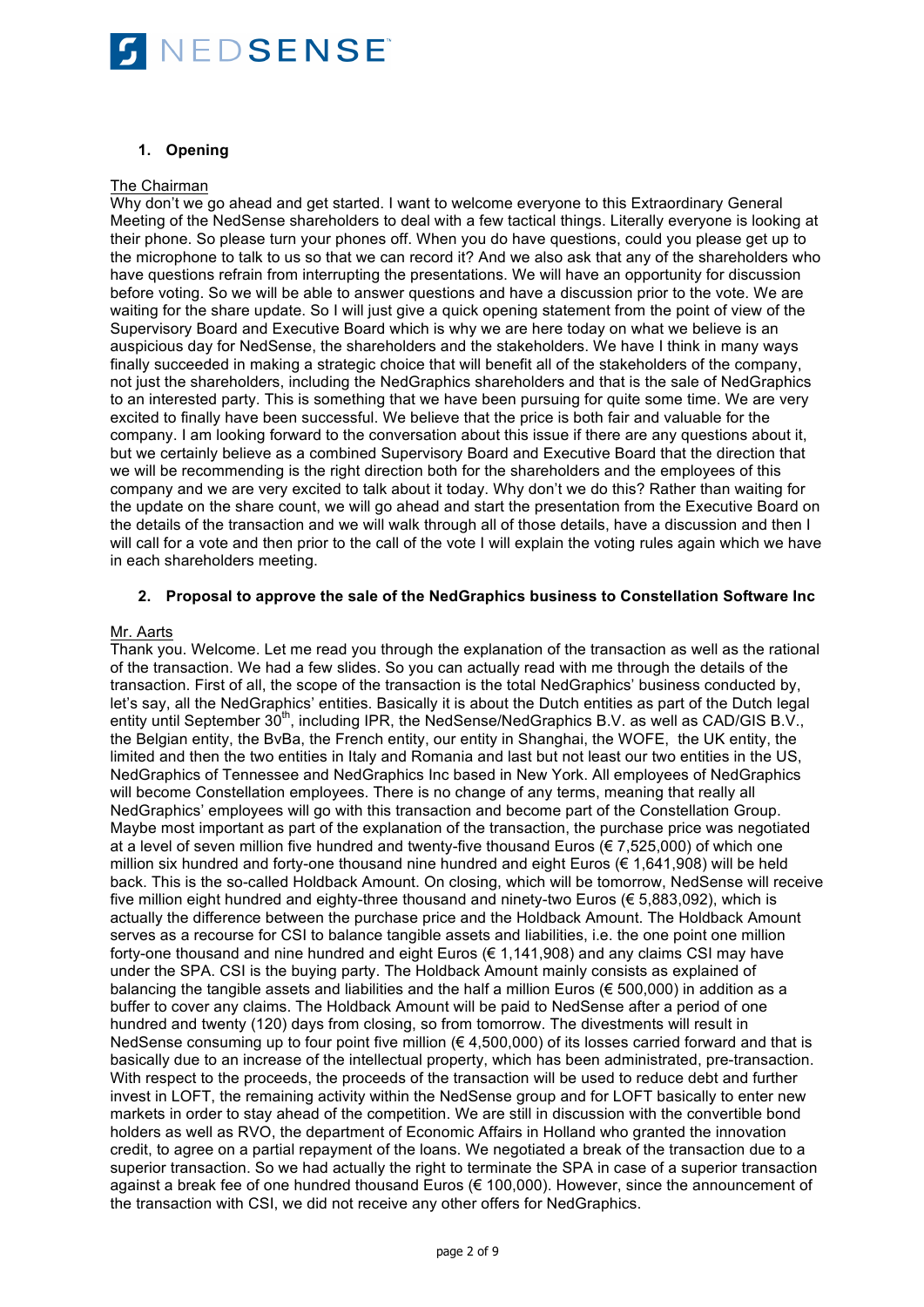## 1. Opening

The Chairman

Why don't we go ahead and get started. I want to welcome everyone to this Extraordinary General Meeting of the NedSense shareholders to deal with a few tactical things. Literally everyone is looking at their phone. So please turn your phones off. When you do have questions, could you please get up to the microphone to talk to us so that we can record it? And we also ask that any of the shareholders who have questions refrain from interrupting the presentations. We will have an opportunity for discussion before voting. So we will be able to answer questions and have a discussion prior to the vote. We are waiting for the share update. So I will just give a quick opening statement from the point of view of the Supervisory Board and Executive Board which is why we are here today on what we believe is an auspicious day for NedSense, the shareholders and the stakeholders. We have I think in many ways finally succeeded in making a strategic choice that will benefit all of the stakeholders of the company, not just the shareholders, including the NedGraphics shareholders and that is the sale of NedGraphics to an interested party. This is something that we have been pursuing for quite some time. We are very excited to finally have been successful. We believe that the price is both fair and valuable for the company. I am looking forward to the conversation about this issue if there are any questions about it, but we certainly believe as a combined Supervisory Board and Executive Board that the direction that we will be recommending is the right direction both for the shareholders and the employees of this company and we are very excited to talk about it today. Why don't we do this? Rather than waiting for the update on the share count, we will go ahead and start the presentation from the Executive Board on the details of the transaction and we will walk through all of those details, have a discussion and then I will call for a vote and then prior to the call of the vote I will explain the voting rules again which we have in each shareholders meeting.

## 2. Proposal to approve the sale of the NedGraphics business to Constellation Software Inc

Mr. Aarts

Thank you. Welcome. Let me read you through the explanation of the transaction as well as the rational of the transaction. We had a few slides. So you can actually read with me through the details of the transaction. First of all, the scope of the transaction is the total NedGraphics' business conducted by, let's say, all the NedGraphics' entities. Basically it is about the Dutch entities as part of the Dutch legal entity until September 30th, including IPR, the NedSense/NedGraphics B.V. as well as CAD/GIS B.V., the Belgian entity, the BvBa, the French entity, our entity in Shanghai, the WOFE, the UK entity, the limited and then the two entities in Italy and Romania and last but not least our two entities in the US, NedGraphics of Tennessee and NedGraphics Inc based in New York. All employees of NedGraphics will become Constellation employees. There is no change of any terms, meaning that really all NedGraphics' employees will go with this transaction and become part of the Constellation Group. Maybe most important as part of the explanation of the transaction, the purchase price was negotiated at a level of seven million five hundred and twenty-five thousand Euros (€ 7,525,000) of which one million six hundred and forty-one thousand nine hundred and eight Euros (€ 1,641,908) will be held back. This is the so-called Holdback Amount. On closing, which will be tomorrow, NedSense will receive five million eight hundred and eighty-three thousand and ninety-two Euros (€ 5,883,092), which is actually the difference between the purchase price and the Holdback Amount. The Holdback Amount serves as a recourse for CSI to balance tangible assets and liabilities, i.e. the one point one million forty-one thousand and nine hundred and eight Euros (€ 1,141,908) and any claims CSI may have under the SPA. CSI is the buying party. The Holdback Amount mainly consists as explained of balancing the tangible assets and liabilities and the half a million Euros (€ 500,000) in addition as a buffer to cover any claims. The Holdback Amount will be paid to NedSense after a period of one hundred and twenty (120) days from closing, so from tomorrow. The divestments will result in NedSense consuming up to four point five million (€ 4,500,000) of its losses carried forward and that is basically due to an increase of the intellectual property, which has been administrated, pre-transaction. With respect to the proceeds, the proceeds of the transaction will be used to reduce debt and further invest in LOFT, the remaining activity within the NedSense group and for LOFT basically to enter new markets in order to stay ahead of the competition. We are still in discussion with the convertible bond holders as well as RVO, the department of Economic Affairs in Holland who granted the innovation credit, to agree on a partial repayment of the loans. We negotiated a break of the transaction due to a superior transaction. So we had actually the right to terminate the SPA in case of a superior transaction against a break fee of one hundred thousand Euros (€ 100,000). However, since the announcement of the transaction with CSI, we did not receive any other offers for NedGraphics.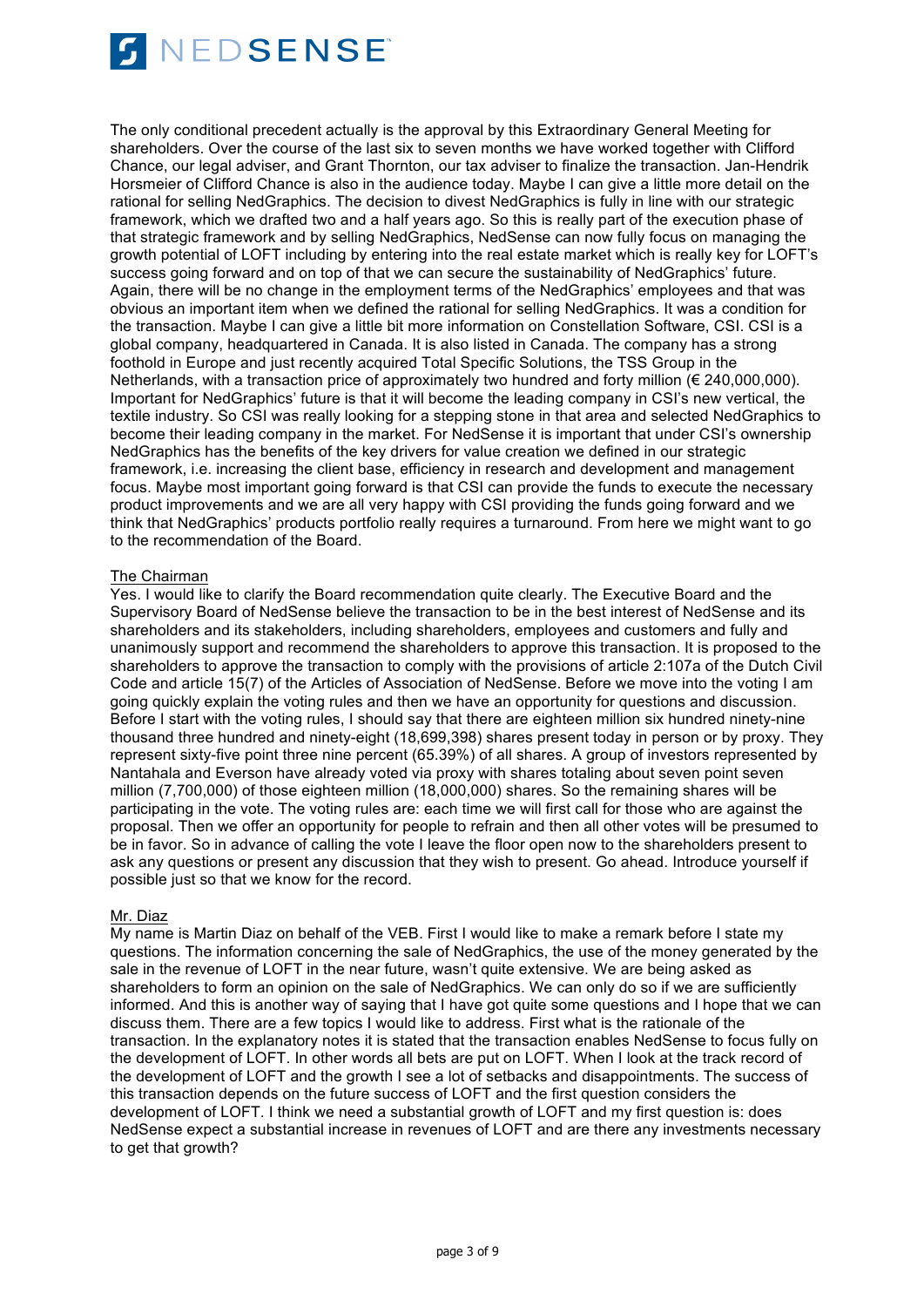The only conditional precedent actually is the approval by this Extraordinary General Meeting for shareholders. Over the course of the last six to seven months we have worked together with Clifford Chance, our legal adviser, and Grant Thornton, our tax adviser to finalize the transaction. Jan-Hendrik Horsmeier of Clifford Chance is also in the audience today. Maybe I can give a little more detail on the rational for selling NedGraphics. The decision to divest NedGraphics is fully in line with our strategic framework, which we drafted two and a half years ago. So this is really part of the execution phase of that strategic framework and by selling NedGraphics, NedSense can now fully focus on managing the growth potential of LOFT including by entering into the real estate market which is really key for LOFT's success going forward and on top of that we can secure the sustainability of NedGraphics' future. Again, there will be no change in the employment terms of the NedGraphics' employees and that was obvious an important item when we defined the rational for selling NedGraphics. It was a condition for the transaction. Maybe I can give a little bit more information on Constellation Software, CSI. CSI is a global company, headquartered in Canada. It is also listed in Canada. The company has a strong foothold in Europe and just recently acquired Total Specific Solutions, the TSS Group in the Netherlands, with a transaction price of approximately two hundred and forty million (€ 240,000,000). Important for NedGraphics' future is that it will become the leading company in CSI's new vertical, the textile industry. So CSI was really looking for a stepping stone in that area and selected NedGraphics to become their leading company in the market. For NedSense it is important that under CSI's ownership NedGraphics has the benefits of the key drivers for value creation we defined in our strategic framework, i.e. increasing the client base, efficiency in research and development and management focus. Maybe most important going forward is that CSI can provide the funds to execute the necessary product improvements and we are all very happy with CSI providing the funds going forward and we think that NedGraphics' products portfolio really requires a turnaround. From here we might want to go to the recommendation of the Board.

The Chairman

Yes. I would like to clarify the Board recommendation quite clearly. The Executive Board and the Supervisory Board of NedSense believe the transaction to be in the best interest of NedSense and its shareholders and its stakeholders, including shareholders, employees and customers and fully and unanimously support and recommend the shareholders to approve this transaction. It is proposed to the shareholders to approve the transaction to comply with the provisions of article 2:107a of the Dutch Civil Code and article 15(7) of the Articles of Association of NedSense. Before we move into the voting I am going quickly explain the voting rules and then we have an opportunity for questions and discussion. Before I start with the voting rules, I should say that there are eighteen million six hundred ninety-nine thousand three hundred and ninety-eight (18,699,398) shares present today in person or by proxy. They represent sixty-five point three nine percent (65.39%) of all shares. A group of investors represented by Nantahala and Everson have already voted via proxy with shares totaling about seven point seven million (7,700,000) of those eighteen million (18,000,000) shares. So the remaining shares will be participating in the vote. The voting rules are: each time we will first call for those who are against the proposal. Then we offer an opportunity for people to refrain and then all other votes will be presumed to be in favor. So in advance of calling the vote I leave the floor open now to the shareholders present to ask any questions or present any discussion that they wish to present. Go ahead. Introduce yourself if possible just so that we know for the record.

Mr. Diaz

My name is Martin Diaz on behalf of the VEB. First I would like to make a remark before I state my questions. The information concerning the sale of NedGraphics, the use of the money generated by the sale in the revenue of LOFT in the near future, wasn't quite extensive. We are being asked as shareholders to form an opinion on the sale of NedGraphics. We can only do so if we are sufficiently informed. And this is another way of saying that I have got quite some questions and I hope that we can discuss them. There are a few topics I would like to address. First what is the rationale of the transaction. In the explanatory notes it is stated that the transaction enables NedSense to focus fully on the development of LOFT. In other words all bets are put on LOFT. When I look at the track record of the development of LOFT and the growth I see a lot of setbacks and disappointments. The success of this transaction depends on the future success of LOFT and the first question considers the development of LOFT. I think we need a substantial growth of LOFT and my first question is: does NedSense expect a substantial increase in revenues of LOFT and are there any investments necessary to get that growth?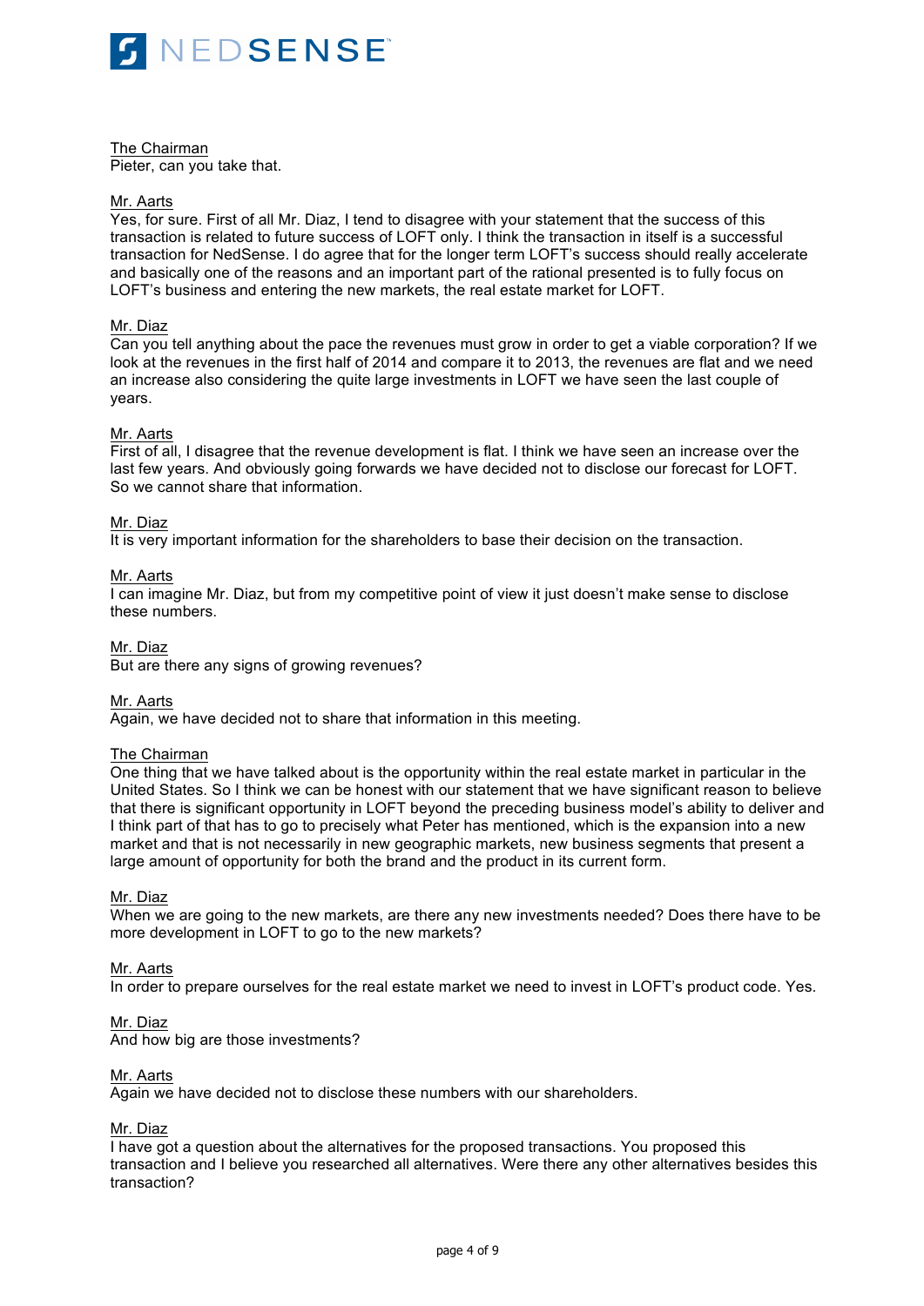The Chairman
Pieter, can you take that.

Mr. Aarts
Yes, for sure. First of all Mr. Diaz, I tend to disagree with your statement that the success of this transaction is related to future success of LOFT only. I think the transaction in itself is a successful transaction for NedSense. I do agree that for the longer term LOFT's success should really accelerate and basically one of the reasons and an important part of the rational presented is to fully focus on LOFT's business and entering the new markets, the real estate market for LOFT.

Mr. Diaz
Can you tell anything about the pace the revenues must grow in order to get a viable corporation? If we look at the revenues in the first half of 2014 and compare it to 2013, the revenues are flat and we need an increase also considering the quite large investments in LOFT we have seen the last couple of years.

Mr. Aarts
First of all, I disagree that the revenue development is flat. I think we have seen an increase over the last few years. And obviously going forwards we have decided not to disclose our forecast for LOFT. So we cannot share that information.

Mr. Diaz
It is very important information for the shareholders to base their decision on the transaction.

Mr. Aarts
I can imagine Mr. Diaz, but from my competitive point of view it just doesn't make sense to disclose these numbers.

Mr. Diaz
But are there any signs of growing revenues?

Mr. Aarts
Again, we have decided not to share that information in this meeting.

The Chairman
One thing that we have talked about is the opportunity within the real estate market in particular in the United States. So I think we can be honest with our statement that we have significant reason to believe that there is significant opportunity in LOFT beyond the preceding business model's ability to deliver and I think part of that has to go to precisely what Peter has mentioned, which is the expansion into a new market and that is not necessarily in new geographic markets, new business segments that present a large amount of opportunity for both the brand and the product in its current form.

Mr. Diaz
When we are going to the new markets, are there any new investments needed? Does there have to be more development in LOFT to go to the new markets?

Mr. Aarts
In order to prepare ourselves for the real estate market we need to invest in LOFT's product code. Yes.

Mr. Diaz
And how big are those investments?

Mr. Aarts
Again we have decided not to disclose these numbers with our shareholders.

Mr. Diaz
I have got a question about the alternatives for the proposed transactions. You proposed this transaction and I believe you researched all alternatives. Were there any other alternatives besides this transaction?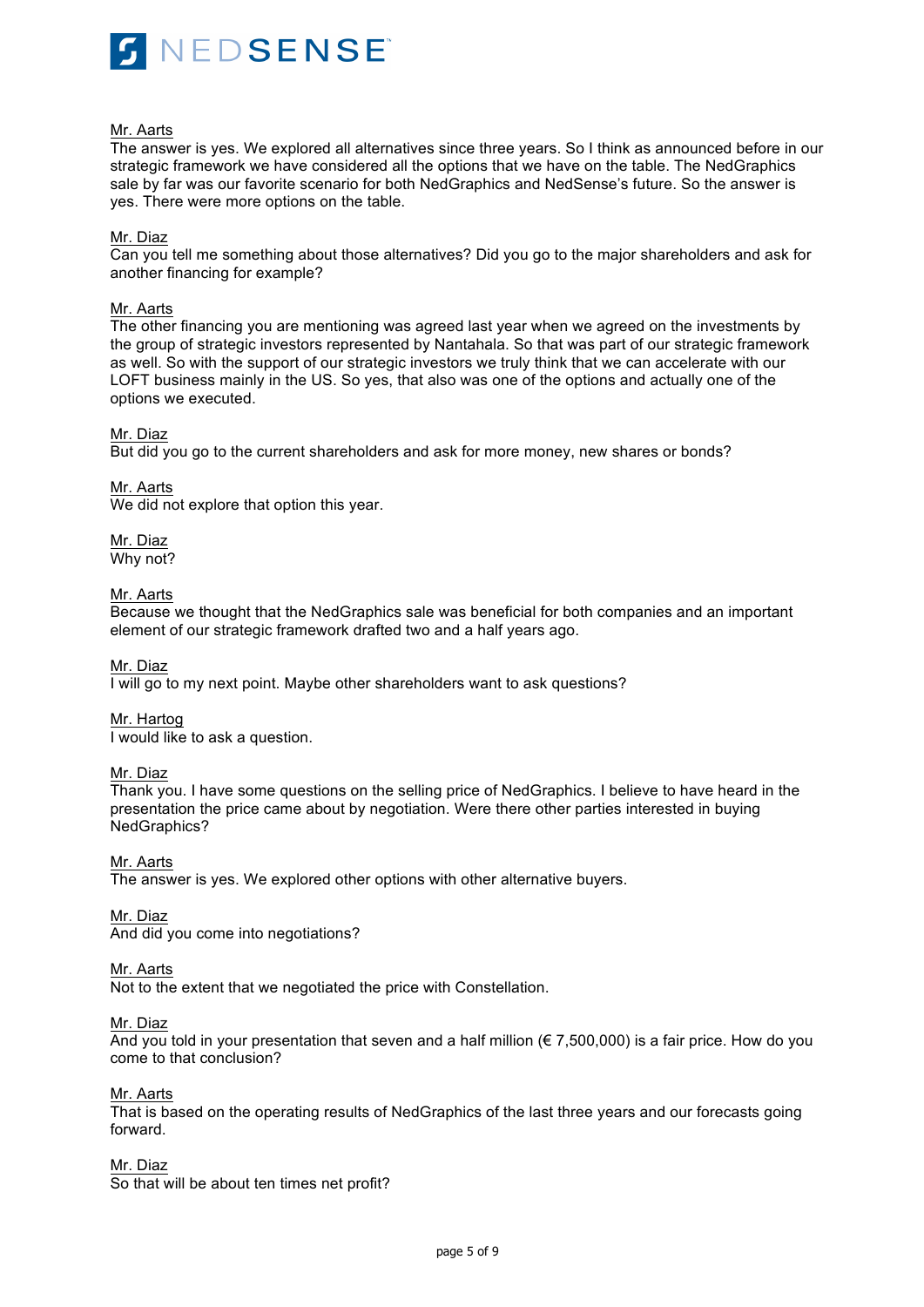Mr. Aarts
The answer is yes. We explored all alternatives since three years. So I think as announced before in our strategic framework we have considered all the options that we have on the table. The NedGraphics sale by far was our favorite scenario for both NedGraphics and NedSense's future. So the answer is yes. There were more options on the table.

Mr. Diaz
Can you tell me something about those alternatives? Did you go to the major shareholders and ask for another financing for example?

Mr. Aarts
The other financing you are mentioning was agreed last year when we agreed on the investments by the group of strategic investors represented by Nantahala. So that was part of our strategic framework as well. So with the support of our strategic investors we truly think that we can accelerate with our LOFT business mainly in the US. So yes, that also was one of the options and actually one of the options we executed.

Mr. Diaz
But did you go to the current shareholders and ask for more money, new shares or bonds?

Mr. Aarts
We did not explore that option this year.

Mr. Diaz
Why not?

Mr. Aarts
Because we thought that the NedGraphics sale was beneficial for both companies and an important element of our strategic framework drafted two and a half years ago.

Mr. Diaz
I will go to my next point. Maybe other shareholders want to ask questions?

Mr. Hartog
I would like to ask a question.

Mr. Diaz
Thank you. I have some questions on the selling price of NedGraphics. I believe to have heard in the presentation the price came about by negotiation. Were there other parties interested in buying NedGraphics?

Mr. Aarts
The answer is yes. We explored other options with other alternative buyers.

Mr. Diaz
And did you come into negotiations?

Mr. Aarts
Not to the extent that we negotiated the price with Constellation.

Mr. Diaz
And you told in your presentation that seven and a half million (€ 7,500,000) is a fair price. How do you come to that conclusion?

Mr. Aarts
That is based on the operating results of NedGraphics of the last three years and our forecasts going forward.

Mr. Diaz
So that will be about ten times net profit?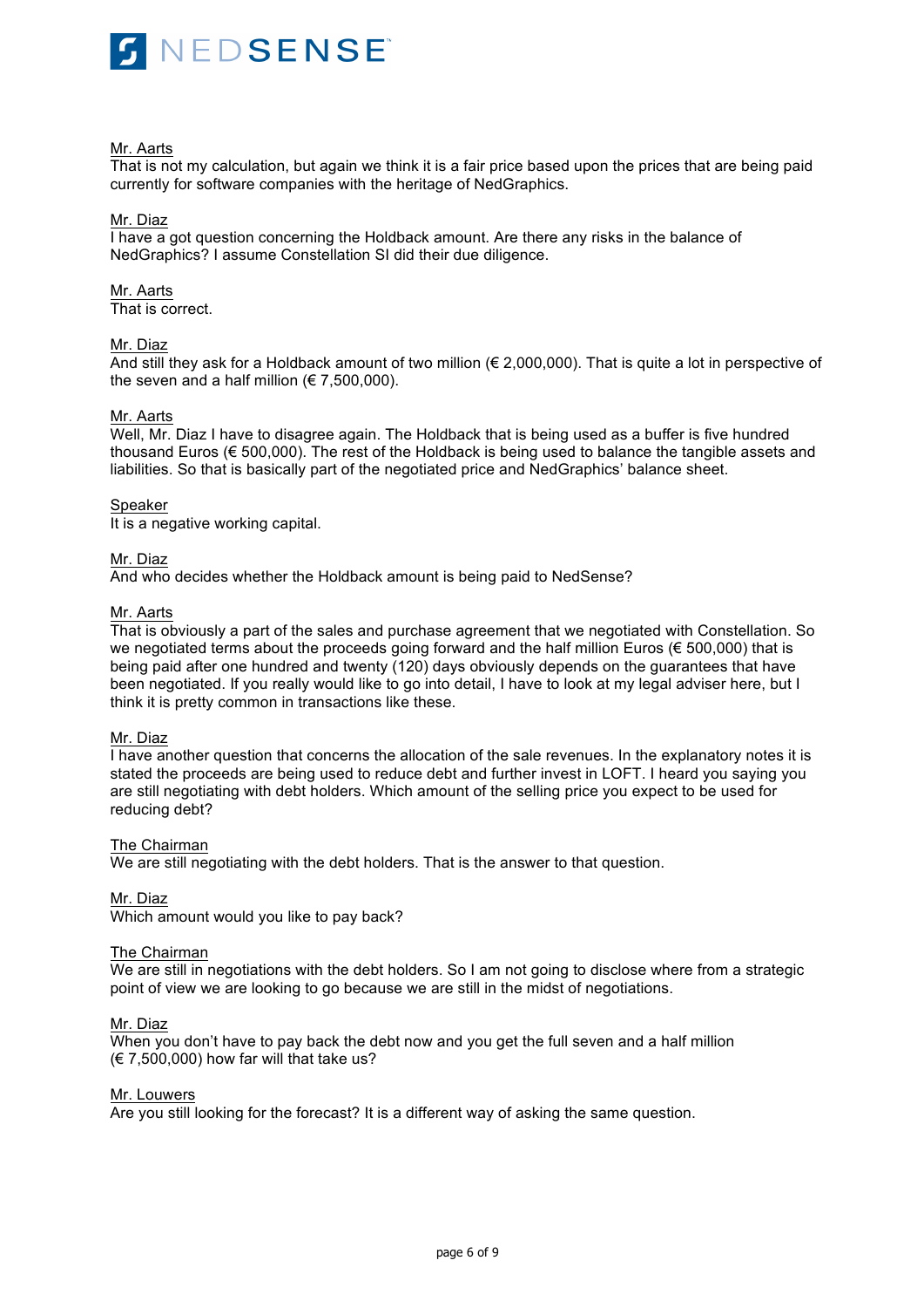Mr. Aarts
That is not my calculation, but again we think it is a fair price based upon the prices that are being paid currently for software companies with the heritage of NedGraphics.

Mr. Diaz
I have a got question concerning the Holdback amount. Are there any risks in the balance of NedGraphics? I assume Constellation SI did their due diligence.

Mr. Aarts
That is correct.

Mr. Diaz
And still they ask for a Holdback amount of two million (€ 2,000,000). That is quite a lot in perspective of the seven and a half million (€ 7,500,000).

Mr. Aarts
Well, Mr. Diaz I have to disagree again. The Holdback that is being used as a buffer is five hundred thousand Euros (€ 500,000). The rest of the Holdback is being used to balance the tangible assets and liabilities. So that is basically part of the negotiated price and NedGraphics' balance sheet.

Speaker
It is a negative working capital.

Mr. Diaz
And who decides whether the Holdback amount is being paid to NedSense?

Mr. Aarts
That is obviously a part of the sales and purchase agreement that we negotiated with Constellation. So we negotiated terms about the proceeds going forward and the half million Euros (€ 500,000) that is being paid after one hundred and twenty (120) days obviously depends on the guarantees that have been negotiated. If you really would like to go into detail, I have to look at my legal adviser here, but I think it is pretty common in transactions like these.

Mr. Diaz
I have another question that concerns the allocation of the sale revenues. In the explanatory notes it is stated the proceeds are being used to reduce debt and further invest in LOFT. I heard you saying you are still negotiating with debt holders. Which amount of the selling price you expect to be used for reducing debt?

The Chairman
We are still negotiating with the debt holders. That is the answer to that question.

Mr. Diaz
Which amount would you like to pay back?

The Chairman
We are still in negotiations with the debt holders. So I am not going to disclose where from a strategic point of view we are looking to go because we are still in the midst of negotiations.

Mr. Diaz
When you don't have to pay back the debt now and you get the full seven and a half million (€ 7,500,000) how far will that take us?

Mr. Louwers
Are you still looking for the forecast? It is a different way of asking the same question.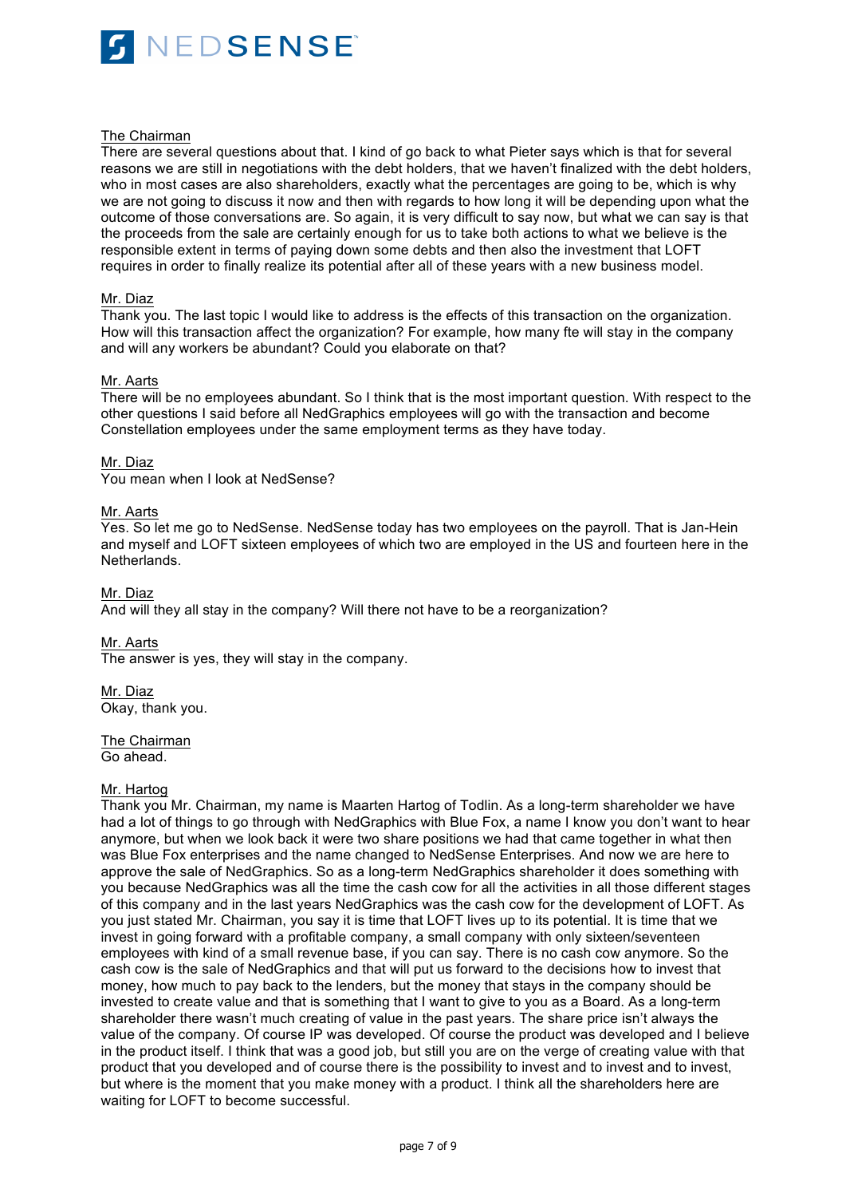The Chairman
There are several questions about that. I kind of go back to what Pieter says which is that for several reasons we are still in negotiations with the debt holders, that we haven't finalized with the debt holders, who in most cases are also shareholders, exactly what the percentages are going to be, which is why we are not going to discuss it now and then with regards to how long it will be depending upon what the outcome of those conversations are. So again, it is very difficult to say now, but what we can say is that the proceeds from the sale are certainly enough for us to take both actions to what we believe is the responsible extent in terms of paying down some debts and then also the investment that LOFT requires in order to finally realize its potential after all of these years with a new business model.

Mr. Diaz
Thank you. The last topic I would like to address is the effects of this transaction on the organization. How will this transaction affect the organization? For example, how many fte will stay in the company and will any workers be abundant? Could you elaborate on that?

Mr. Aarts
There will be no employees abundant. So I think that is the most important question. With respect to the other questions I said before all NedGraphics employees will go with the transaction and become Constellation employees under the same employment terms as they have today.

Mr. Diaz
You mean when I look at NedSense?

Mr. Aarts
Yes. So let me go to NedSense. NedSense today has two employees on the payroll. That is Jan-Hein and myself and LOFT sixteen employees of which two are employed in the US and fourteen here in the Netherlands.

Mr. Diaz
And will they all stay in the company? Will there not have to be a reorganization?

Mr. Aarts
The answer is yes, they will stay in the company.

Mr. Diaz
Okay, thank you.

The Chairman
Go ahead.

Mr. Hartog
Thank you Mr. Chairman, my name is Maarten Hartog of Todlin. As a long-term shareholder we have had a lot of things to go through with NedGraphics with Blue Fox, a name I know you don't want to hear anymore, but when we look back it were two share positions we had that came together in what then was Blue Fox enterprises and the name changed to NedSense Enterprises. And now we are here to approve the sale of NedGraphics. So as a long-term NedGraphics shareholder it does something with you because NedGraphics was all the time the cash cow for all the activities in all those different stages of this company and in the last years NedGraphics was the cash cow for the development of LOFT. As you just stated Mr. Chairman, you say it is time that LOFT lives up to its potential. It is time that we invest in going forward with a profitable company, a small company with only sixteen/seventeen employees with kind of a small revenue base, if you can say. There is no cash cow anymore. So the cash cow is the sale of NedGraphics and that will put us forward to the decisions how to invest that money, how much to pay back to the lenders, but the money that stays in the company should be invested to create value and that is something that I want to give to you as a Board. As a long-term shareholder there wasn't much creating of value in the past years. The share price isn't always the value of the company. Of course IP was developed. Of course the product was developed and I believe in the product itself. I think that was a good job, but still you are on the verge of creating value with that product that you developed and of course there is the possibility to invest and to invest and to invest, but where is the moment that you make money with a product. I think all the shareholders here are waiting for LOFT to become successful.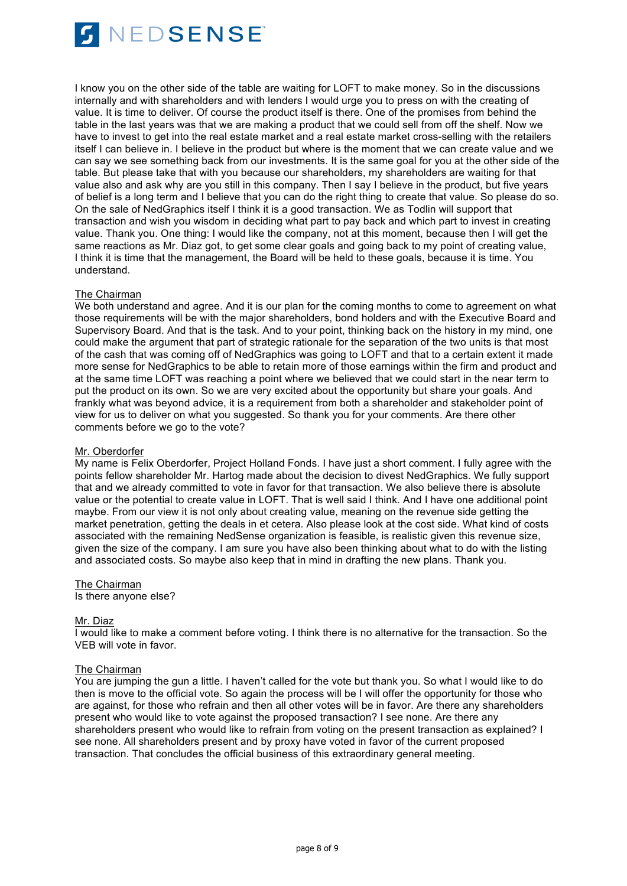I know you on the other side of the table are waiting for LOFT to make money. So in the discussions internally and with shareholders and with lenders I would urge you to press on with the creating of value. It is time to deliver. Of course the product itself is there. One of the promises from behind the table in the last years was that we are making a product that we could sell from off the shelf. Now we have to invest to get into the real estate market and a real estate market cross-selling with the retailers itself I can believe in. I believe in the product but where is the moment that we can create value and we can say we see something back from our investments. It is the same goal for you at the other side of the table. But please take that with you because our shareholders, my shareholders are waiting for that value also and ask why are you still in this company. Then I say I believe in the product, but five years of belief is a long term and I believe that you can do the right thing to create that value. So please do so. On the sale of NedGraphics itself I think it is a good transaction. We as Todlin will support that transaction and wish you wisdom in deciding what part to pay back and which part to invest in creating value. Thank you. One thing: I would like the company, not at this moment, because then I will get the same reactions as Mr. Diaz got, to get some clear goals and going back to my point of creating value, I think it is time that the management, the Board will be held to these goals, because it is time. You understand.

<u>The Chairman</u>
We both understand and agree. And it is our plan for the coming months to come to agreement on what those requirements will be with the major shareholders, bond holders and with the Executive Board and Supervisory Board. And that is the task. And to your point, thinking back on the history in my mind, one could make the argument that part of strategic rationale for the separation of the two units is that most of the cash that was coming off of NedGraphics was going to LOFT and that to a certain extent it made more sense for NedGraphics to be able to retain more of those earnings within the firm and product and at the same time LOFT was reaching a point where we believed that we could start in the near term to put the product on its own. So we are very excited about the opportunity but share your goals. And frankly what was beyond advice, it is a requirement from both a shareholder and stakeholder point of view for us to deliver on what you suggested. So thank you for your comments. Are there other comments before we go to the vote?

<u>Mr. Oberdorfer</u>
My name is Felix Oberdorfer, Project Holland Fonds. I have just a short comment. I fully agree with the points fellow shareholder Mr. Hartog made about the decision to divest NedGraphics. We fully support that and we already committed to vote in favor for that transaction. We also believe there is absolute value or the potential to create value in LOFT. That is well said I think. And I have one additional point maybe. From our view it is not only about creating value, meaning on the revenue side getting the market penetration, getting the deals in et cetera. Also please look at the cost side. What kind of costs associated with the remaining NedSense organization is feasible, is realistic given this revenue size, given the size of the company. I am sure you have also been thinking about what to do with the listing and associated costs. So maybe also keep that in mind in drafting the new plans. Thank you.

<u>The Chairman</u>
Is there anyone else?

<u>Mr. Diaz</u>
I would like to make a comment before voting. I think there is no alternative for the transaction. So the VEB will vote in favor.

<u>The Chairman</u>
You are jumping the gun a little. I haven't called for the vote but thank you. So what I would like to do then is move to the official vote. So again the process will be I will offer the opportunity for those who are against, for those who refrain and then all other votes will be in favor. Are there any shareholders present who would like to vote against the proposed transaction? I see none. Are there any shareholders present who would like to refrain from voting on the present transaction as explained? I see none. All shareholders present and by proxy have voted in favor of the current proposed transaction. That concludes the official business of this extraordinary general meeting.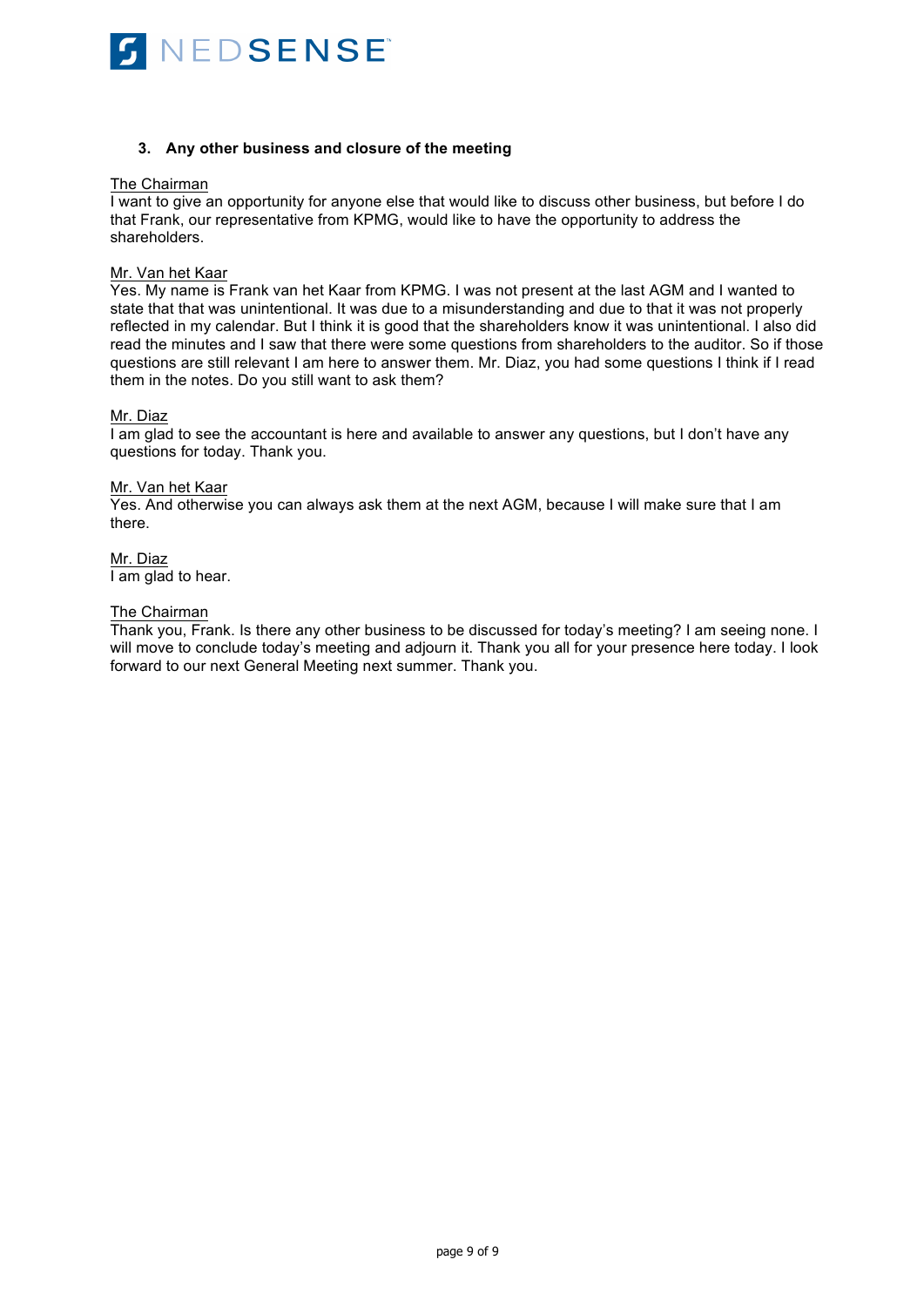### 3. Any other business and closure of the meeting

<u>The Chairman</u>
I want to give an opportunity for anyone else that would like to discuss other business, but before I do that Frank, our representative from KPMG, would like to have the opportunity to address the shareholders.

<u>Mr. Van het Kaar</u>
Yes. My name is Frank van het Kaar from KPMG. I was not present at the last AGM and I wanted to state that that was unintentional. It was due to a misunderstanding and due to that it was not properly reflected in my calendar. But I think it is good that the shareholders know it was unintentional. I also did read the minutes and I saw that there were some questions from shareholders to the auditor. So if those questions are still relevant I am here to answer them. Mr. Diaz, you had some questions I think if I read them in the notes. Do you still want to ask them?

<u>Mr. Diaz</u>
I am glad to see the accountant is here and available to answer any questions, but I don't have any questions for today. Thank you.

<u>Mr. Van het Kaar</u>
Yes. And otherwise you can always ask them at the next AGM, because I will make sure that I am there.

<u>Mr. Diaz</u>
I am glad to hear.

<u>The Chairman</u>
Thank you, Frank. Is there any other business to be discussed for today's meeting? I am seeing none. I will move to conclude today's meeting and adjourn it. Thank you all for your presence here today. I look forward to our next General Meeting next summer. Thank you.